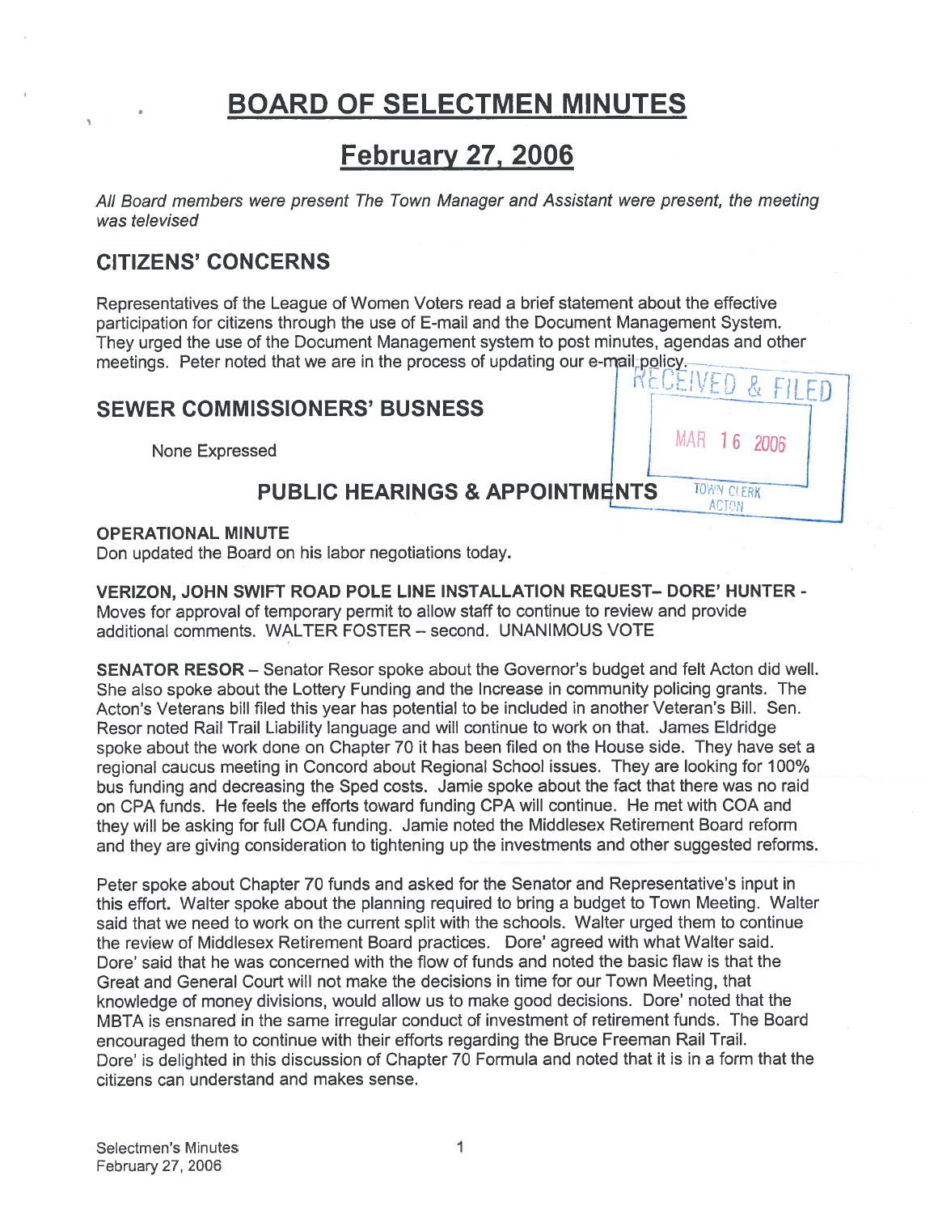# BOARD OF SELECTMEN MINUTES

## February 27, 2006

*All Board members were present The Town Manager and Assistant were present, the meeting was televised*

## CITIZENS' CONCERNS

Representatives of the League of Women Voters read a brief statement about the effective participation for citizens through the use of E-mail and the Document Management System. They urged the use of the Document Management system to post minutes, agendas and other meetings. Peter noted that we are in the process of updating our e-mail policy.

RECEIVED & FILED
MAR 16 2006
TOWN CLERK
ACTON

## SEWER COMMISSIONERS' BUSNESS

None Expressed

## PUBLIC HEARINGS & APPOINTMENTS

**OPERATIONAL MINUTE**
Don updated the Board on his labor negotiations today.

**VERIZON, JOHN SWIFT ROAD POLE LINE INSTALLATION REQUEST– DORE' HUNTER -** Moves for approval of temporary permit to allow staff to continue to review and provide additional comments. WALTER FOSTER – second. UNANIMOUS VOTE

**SENATOR RESOR** – Senator Resor spoke about the Governor's budget and felt Acton did well. She also spoke about the Lottery Funding and the Increase in community policing grants. The Acton's Veterans bill filed this year has potential to be included in another Veteran's Bill. Sen. Resor noted Rail Trail Liability language and will continue to work on that. James Eldridge spoke about the work done on Chapter 70 it has been filed on the House side. They have set a regional caucus meeting in Concord about Regional School issues. They are looking for 100% bus funding and decreasing the Sped costs. Jamie spoke about the fact that there was no raid on CPA funds. He feels the efforts toward funding CPA will continue. He met with COA and they will be asking for full COA funding. Jamie noted the Middlesex Retirement Board reform and they are giving consideration to tightening up the investments and other suggested reforms.

Peter spoke about Chapter 70 funds and asked for the Senator and Representative's input in this effort. Walter spoke about the planning required to bring a budget to Town Meeting. Walter said that we need to work on the current split with the schools. Walter urged them to continue the review of Middlesex Retirement Board practices. Dore' agreed with what Walter said. Dore' said that he was concerned with the flow of funds and noted the basic flaw is that the Great and General Court will not make the decisions in time for our Town Meeting, that knowledge of money divisions, would allow us to make good decisions. Dore' noted that the MBTA is ensnared in the same irregular conduct of investment of retirement funds. The Board encouraged them to continue with their efforts regarding the Bruce Freeman Rail Trail. Dore' is delighted in this discussion of Chapter 70 Formula and noted that it is in a form that the citizens can understand and makes sense.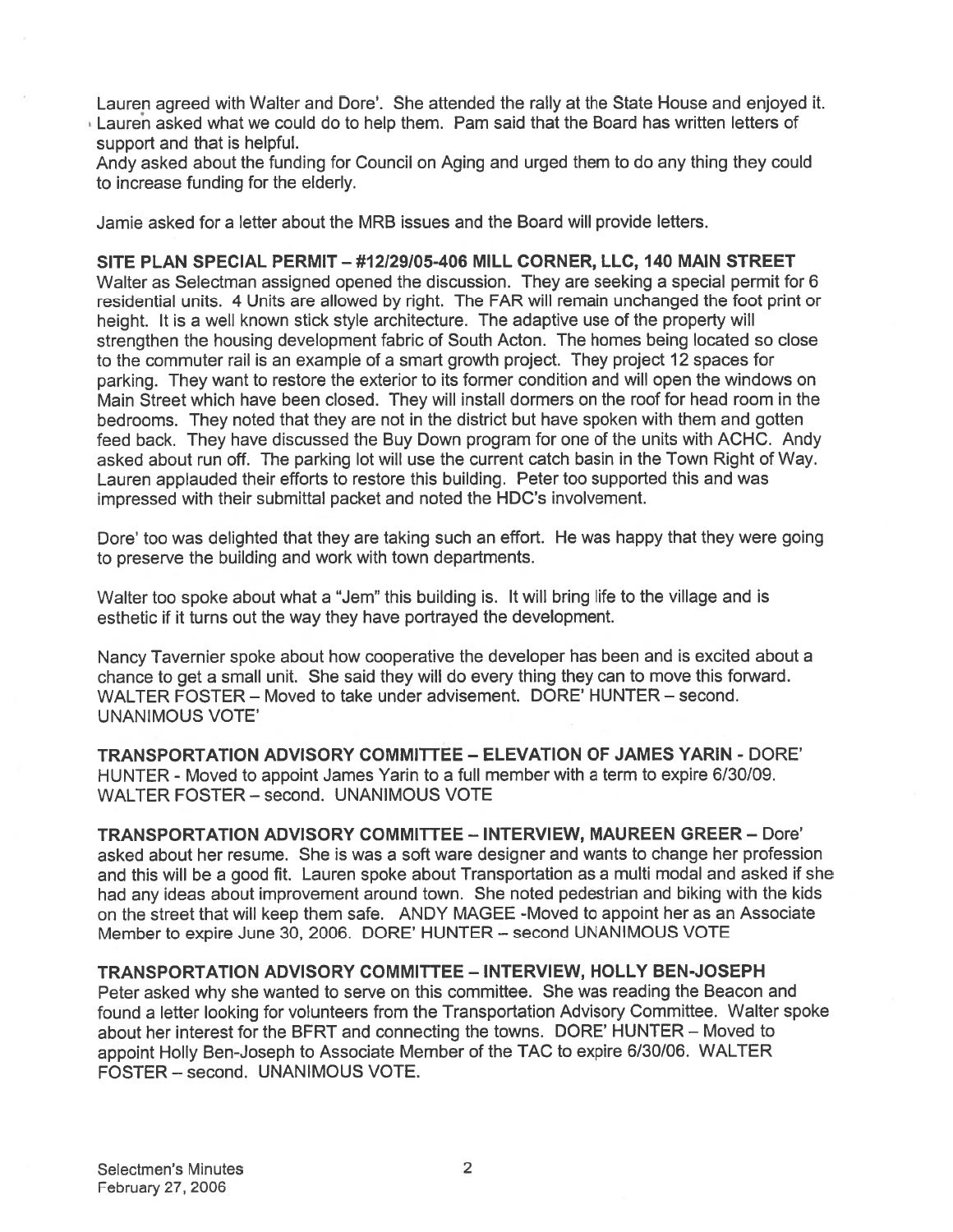Lauren agreed with Walter and Dore'. She attended the rally at the State House and enjoyed it. Lauren asked what we could do to help them. Pam said that the Board has written letters of support and that is helpful.

Andy asked about the funding for Council on Aging and urged them to do any thing they could to increase funding for the elderly.

Jamie asked for a letter about the MRB issues and the Board will provide letters.

**SITE PLAN SPECIAL PERMIT – #12/29/05-406 MILL CORNER, LLC, 140 MAIN STREET**

Walter as Selectman assigned opened the discussion. They are seeking a special permit for 6 residential units. 4 Units are allowed by right. The FAR will remain unchanged the foot print or height. It is a well known stick style architecture. The adaptive use of the property will strengthen the housing development fabric of South Acton. The homes being located so close to the commuter rail is an example of a smart growth project. They project 12 spaces for parking. They want to restore the exterior to its former condition and will open the windows on Main Street which have been closed. They will install dormers on the roof for head room in the bedrooms. They noted that they are not in the district but have spoken with them and gotten feed back. They have discussed the Buy Down program for one of the units with ACHC. Andy asked about run off. The parking lot will use the current catch basin in the Town Right of Way. Lauren applauded their efforts to restore this building. Peter too supported this and was impressed with their submittal packet and noted the HDC's involvement.

Dore' too was delighted that they are taking such an effort. He was happy that they were going to preserve the building and work with town departments.

Walter too spoke about what a "Jem" this building is. It will bring life to the village and is esthetic if it turns out the way they have portrayed the development.

Nancy Tavernier spoke about how cooperative the developer has been and is excited about a chance to get a small unit. She said they will do every thing they can to move this forward. WALTER FOSTER – Moved to take under advisement. DORE' HUNTER – second. UNANIMOUS VOTE'

**TRANSPORTATION ADVISORY COMMITTEE – ELEVATION OF JAMES YARIN** - DORE' HUNTER - Moved to appoint James Yarin to a full member with a term to expire 6/30/09. WALTER FOSTER – second. UNANIMOUS VOTE

**TRANSPORTATION ADVISORY COMMITTEE – INTERVIEW, MAUREEN GREER** – Dore' asked about her resume. She is was a soft ware designer and wants to change her profession and this will be a good fit. Lauren spoke about Transportation as a multi modal and asked if she had any ideas about improvement around town. She noted pedestrian and biking with the kids on the street that will keep them safe. ANDY MAGEE -Moved to appoint her as an Associate Member to expire June 30, 2006. DORE' HUNTER – second UNANIMOUS VOTE

**TRANSPORTATION ADVISORY COMMITTEE – INTERVIEW, HOLLY BEN-JOSEPH**

Peter asked why she wanted to serve on this committee. She was reading the Beacon and found a letter looking for volunteers from the Transportation Advisory Committee. Walter spoke about her interest for the BFRT and connecting the towns. DORE' HUNTER – Moved to appoint Holly Ben-Joseph to Associate Member of the TAC to expire 6/30/06. WALTER FOSTER – second. UNANIMOUS VOTE.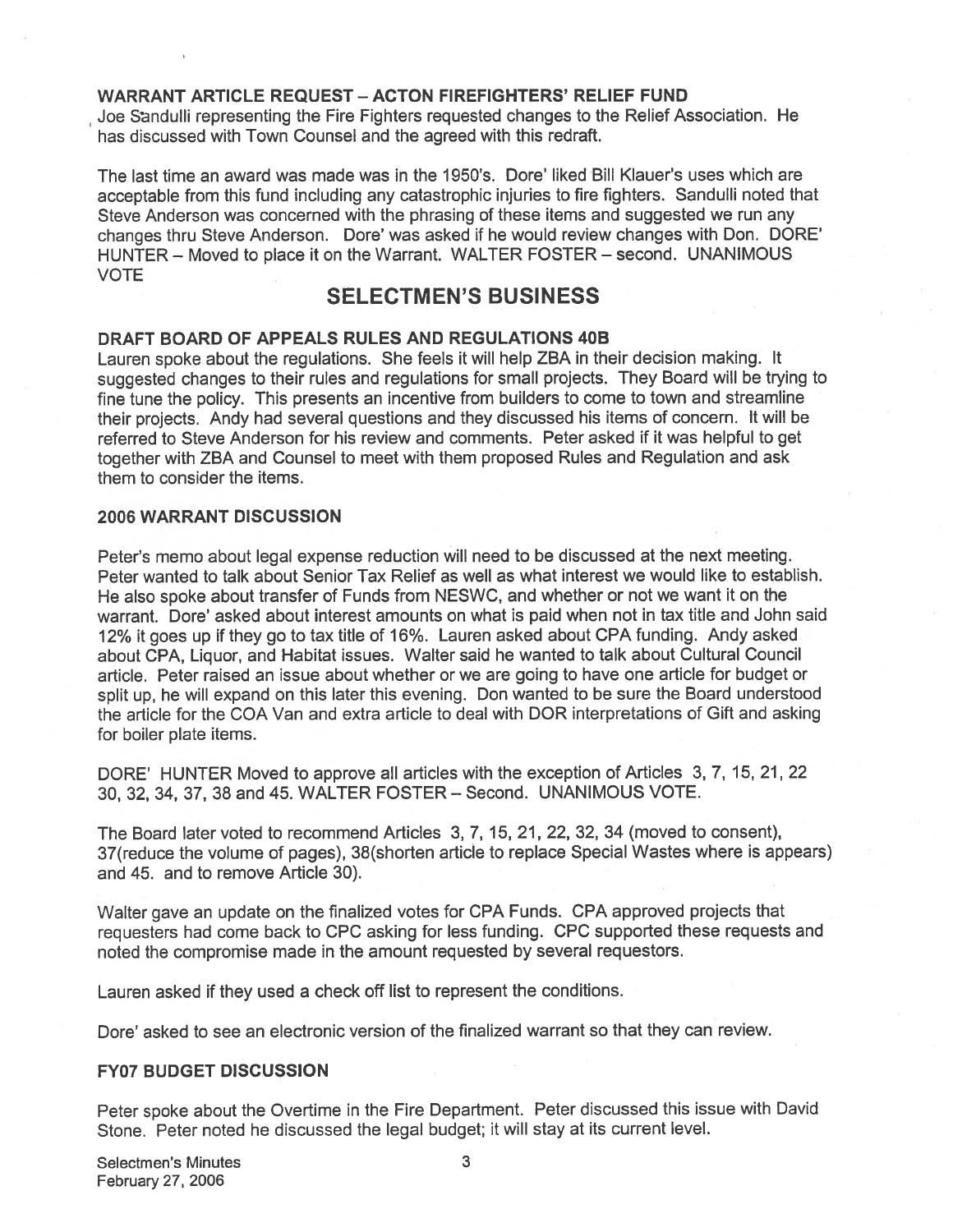### WARRANT ARTICLE REQUEST – ACTON FIREFIGHTERS' RELIEF FUND

Joe Sandulli representing the Fire Fighters requested changes to the Relief Association. He has discussed with Town Counsel and the agreed with this redraft.

The last time an award was made was in the 1950's. Dore' liked Bill Klauer's uses which are acceptable from this fund including any catastrophic injuries to fire fighters. Sandulli noted that Steve Anderson was concerned with the phrasing of these items and suggested we run any changes thru Steve Anderson. Dore' was asked if he would review changes with Don. DORE' HUNTER – Moved to place it on the Warrant. WALTER FOSTER – second. UNANIMOUS VOTE

## SELECTMEN'S BUSINESS

### DRAFT BOARD OF APPEALS RULES AND REGULATIONS 40B

Lauren spoke about the regulations. She feels it will help ZBA in their decision making. It suggested changes to their rules and regulations for small projects. They Board will be trying to fine tune the policy. This presents an incentive from builders to come to town and streamline their projects. Andy had several questions and they discussed his items of concern. It will be referred to Steve Anderson for his review and comments. Peter asked if it was helpful to get together with ZBA and Counsel to meet with them proposed Rules and Regulation and ask them to consider the items.

### 2006 WARRANT DISCUSSION

Peter's memo about legal expense reduction will need to be discussed at the next meeting. Peter wanted to talk about Senior Tax Relief as well as what interest we would like to establish. He also spoke about transfer of Funds from NESWC, and whether or not we want it on the warrant. Dore' asked about interest amounts on what is paid when not in tax title and John said 12% it goes up if they go to tax title of 16%. Lauren asked about CPA funding. Andy asked about CPA, Liquor, and Habitat issues. Walter said he wanted to talk about Cultural Council article. Peter raised an issue about whether or we are going to have one article for budget or split up, he will expand on this later this evening. Don wanted to be sure the Board understood the article for the COA Van and extra article to deal with DOR interpretations of Gift and asking for boiler plate items.

DORE' HUNTER Moved to approve all articles with the exception of Articles 3, 7, 15, 21, 22 30, 32, 34, 37, 38 and 45. WALTER FOSTER – Second. UNANIMOUS VOTE.

The Board later voted to recommend Articles 3, 7, 15, 21, 22, 32, 34 (moved to consent), 37(reduce the volume of pages), 38(shorten article to replace Special Wastes where is appears) and 45. and to remove Article 30).

Walter gave an update on the finalized votes for CPA Funds. CPA approved projects that requesters had come back to CPC asking for less funding. CPC supported these requests and noted the compromise made in the amount requested by several requestors.

Lauren asked if they used a check off list to represent the conditions.

Dore' asked to see an electronic version of the finalized warrant so that they can review.

### FY07 BUDGET DISCUSSION

Peter spoke about the Overtime in the Fire Department. Peter discussed this issue with David Stone. Peter noted he discussed the legal budget; it will stay at its current level.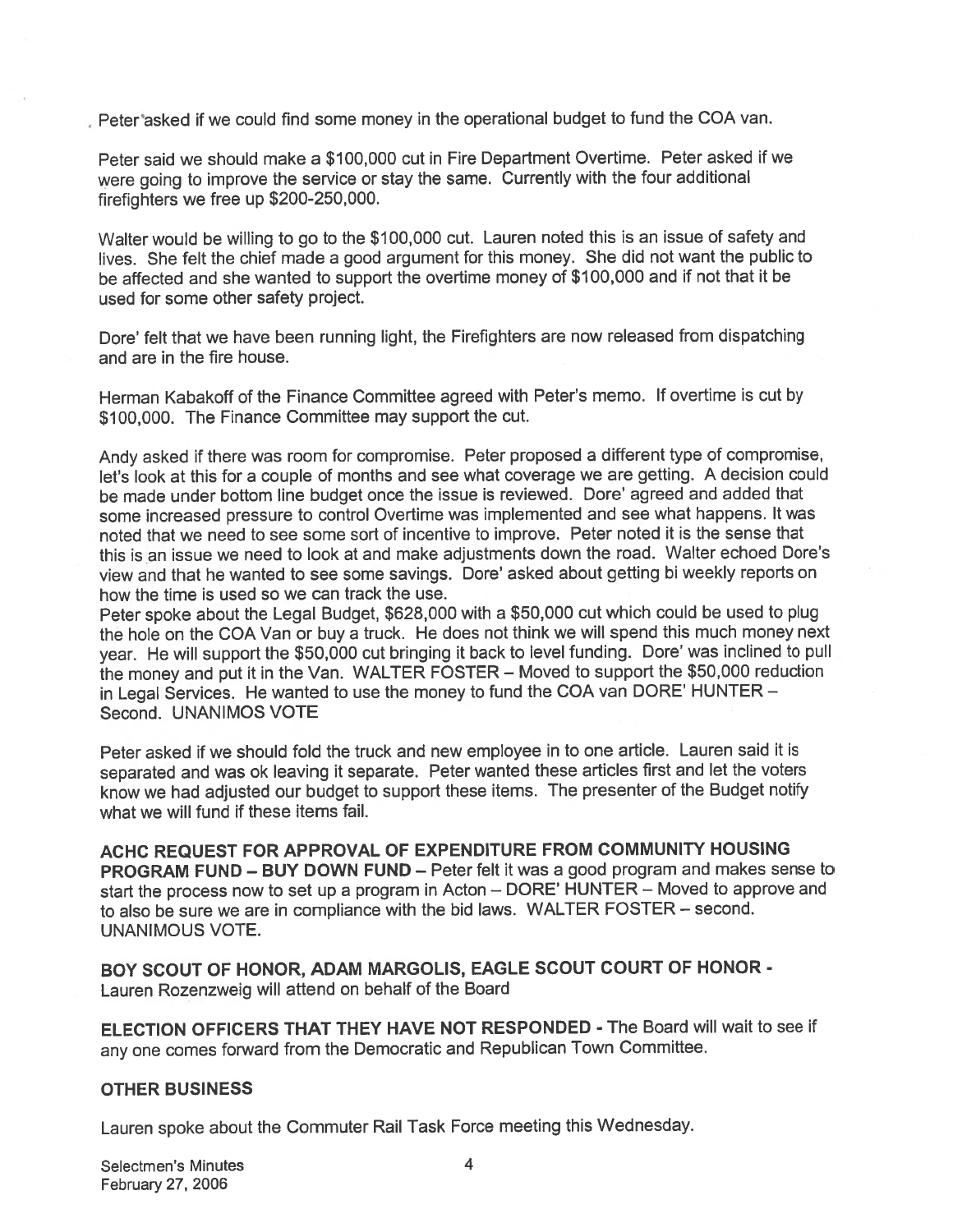Peter asked if we could find some money in the operational budget to fund the COA van.

Peter said we should make a $100,000 cut in Fire Department Overtime. Peter asked if we were going to improve the service or stay the same. Currently with the four additional firefighters we free up $200-250,000.

Walter would be willing to go to the $100,000 cut. Lauren noted this is an issue of safety and lives. She felt the chief made a good argument for this money. She did not want the public to be affected and she wanted to support the overtime money of $100,000 and if not that it be used for some other safety project.

Dore' felt that we have been running light, the Firefighters are now released from dispatching and are in the fire house.

Herman Kabakoff of the Finance Committee agreed with Peter's memo. If overtime is cut by $100,000. The Finance Committee may support the cut.

Andy asked if there was room for compromise. Peter proposed a different type of compromise, let's look at this for a couple of months and see what coverage we are getting. A decision could be made under bottom line budget once the issue is reviewed. Dore' agreed and added that some increased pressure to control Overtime was implemented and see what happens. It was noted that we need to see some sort of incentive to improve. Peter noted it is the sense that this is an issue we need to look at and make adjustments down the road. Walter echoed Dore's view and that he wanted to see some savings. Dore' asked about getting bi weekly reports on how the time is used so we can track the use.

Peter spoke about the Legal Budget, $628,000 with a $50,000 cut which could be used to plug the hole on the COA Van or buy a truck. He does not think we will spend this much money next year. He will support the $50,000 cut bringing it back to level funding. Dore' was inclined to pull the money and put it in the Van. WALTER FOSTER – Moved to support the $50,000 reduction in Legal Services. He wanted to use the money to fund the COA van DORE' HUNTER – Second. UNANIMOS VOTE

Peter asked if we should fold the truck and new employee in to one article. Lauren said it is separated and was ok leaving it separate. Peter wanted these articles first and let the voters know we had adjusted our budget to support these items. The presenter of the Budget notify what we will fund if these items fail.

**ACHC REQUEST FOR APPROVAL OF EXPENDITURE FROM COMMUNITY HOUSING PROGRAM FUND – BUY DOWN FUND** – Peter felt it was a good program and makes sense to start the process now to set up a program in Acton – DORE' HUNTER – Moved to approve and to also be sure we are in compliance with the bid laws. WALTER FOSTER – second. UNANIMOUS VOTE.

**BOY SCOUT OF HONOR, ADAM MARGOLIS, EAGLE SCOUT COURT OF HONOR** - Lauren Rozenzweig will attend on behalf of the Board

**ELECTION OFFICERS THAT THEY HAVE NOT RESPONDED** - The Board will wait to see if any one comes forward from the Democratic and Republican Town Committee.

## OTHER BUSINESS

Lauren spoke about the Commuter Rail Task Force meeting this Wednesday.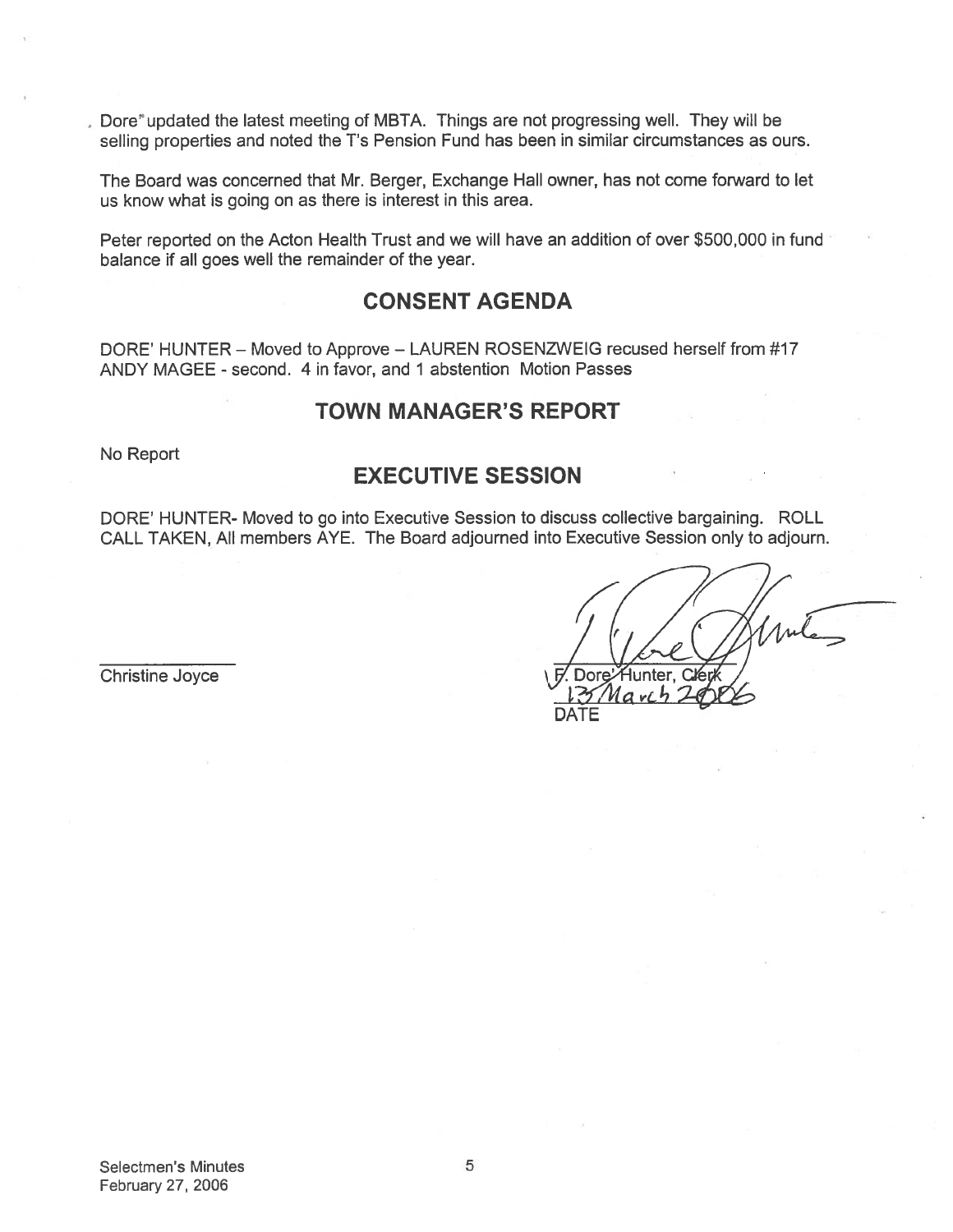Dore' updated the latest meeting of MBTA. Things are not progressing well. They will be selling properties and noted the T's Pension Fund has been in similar circumstances as ours.

The Board was concerned that Mr. Berger, Exchange Hall owner, has not come forward to let us know what is going on as there is interest in this area.

Peter reported on the Acton Health Trust and we will have an addition of over $500,000 in fund balance if all goes well the remainder of the year.

## CONSENT AGENDA

DORE' HUNTER – Moved to Approve – LAUREN ROSENZWEIG recused herself from #17
ANDY MAGEE - second. 4 in favor, and 1 abstention Motion Passes

## TOWN MANAGER'S REPORT

No Report

## EXECUTIVE SESSION

DORE' HUNTER- Moved to go into Executive Session to discuss collective bargaining. ROLL CALL TAKEN, All members AYE. The Board adjourned into Executive Session only to adjourn.

Christine Joyce

F. Dore' Hunter, Clerk

13 March 2006

DATE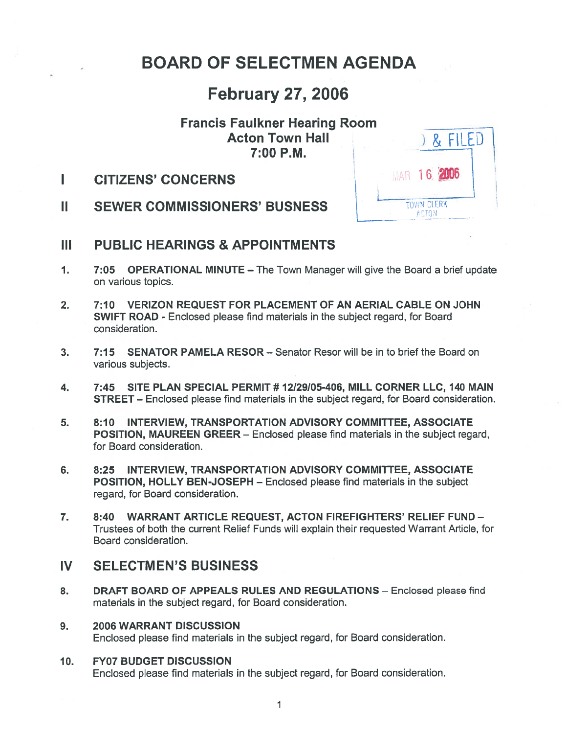# BOARD OF SELECTMEN AGENDA

## February 27, 2006

### Francis Faulkner Hearing Room
### Acton Town Hall
### 7:00 P.M.

) & FILED

MAR 16 2006

TOWN CLERK
ACTON

## I CITIZENS' CONCERNS

## II SEWER COMMISSIONERS' BUSNESS

## III PUBLIC HEARINGS & APPOINTMENTS

1. **7:05 OPERATIONAL MINUTE** – The Town Manager will give the Board a brief update on various topics.

2. **7:10 VERIZON REQUEST FOR PLACEMENT OF AN AERIAL CABLE ON JOHN SWIFT ROAD** - Enclosed please find materials in the subject regard, for Board consideration.

3. **7:15 SENATOR PAMELA RESOR** – Senator Resor will be in to brief the Board on various subjects.

4. **7:45 SITE PLAN SPECIAL PERMIT # 12/29/05-406, MILL CORNER LLC, 140 MAIN STREET** – Enclosed please find materials in the subject regard, for Board consideration.

5. **8:10 INTERVIEW, TRANSPORTATION ADVISORY COMMITTEE, ASSOCIATE POSITION, MAUREEN GREER** – Enclosed please find materials in the subject regard, for Board consideration.

6. **8:25 INTERVIEW, TRANSPORTATION ADVISORY COMMITTEE, ASSOCIATE POSITION, HOLLY BEN-JOSEPH** – Enclosed please find materials in the subject regard, for Board consideration.

7. **8:40 WARRANT ARTICLE REQUEST, ACTON FIREFIGHTERS' RELIEF FUND** – Trustees of both the current Relief Funds will explain their requested Warrant Article, for Board consideration.

## IV SELECTMEN'S BUSINESS

8. **DRAFT BOARD OF APPEALS RULES AND REGULATIONS** – Enclosed please find materials in the subject regard, for Board consideration.

9. **2006 WARRANT DISCUSSION**
   Enclosed please find materials in the subject regard, for Board consideration.

10. **FY07 BUDGET DISCUSSION**
    Enclosed please find materials in the subject regard, for Board consideration.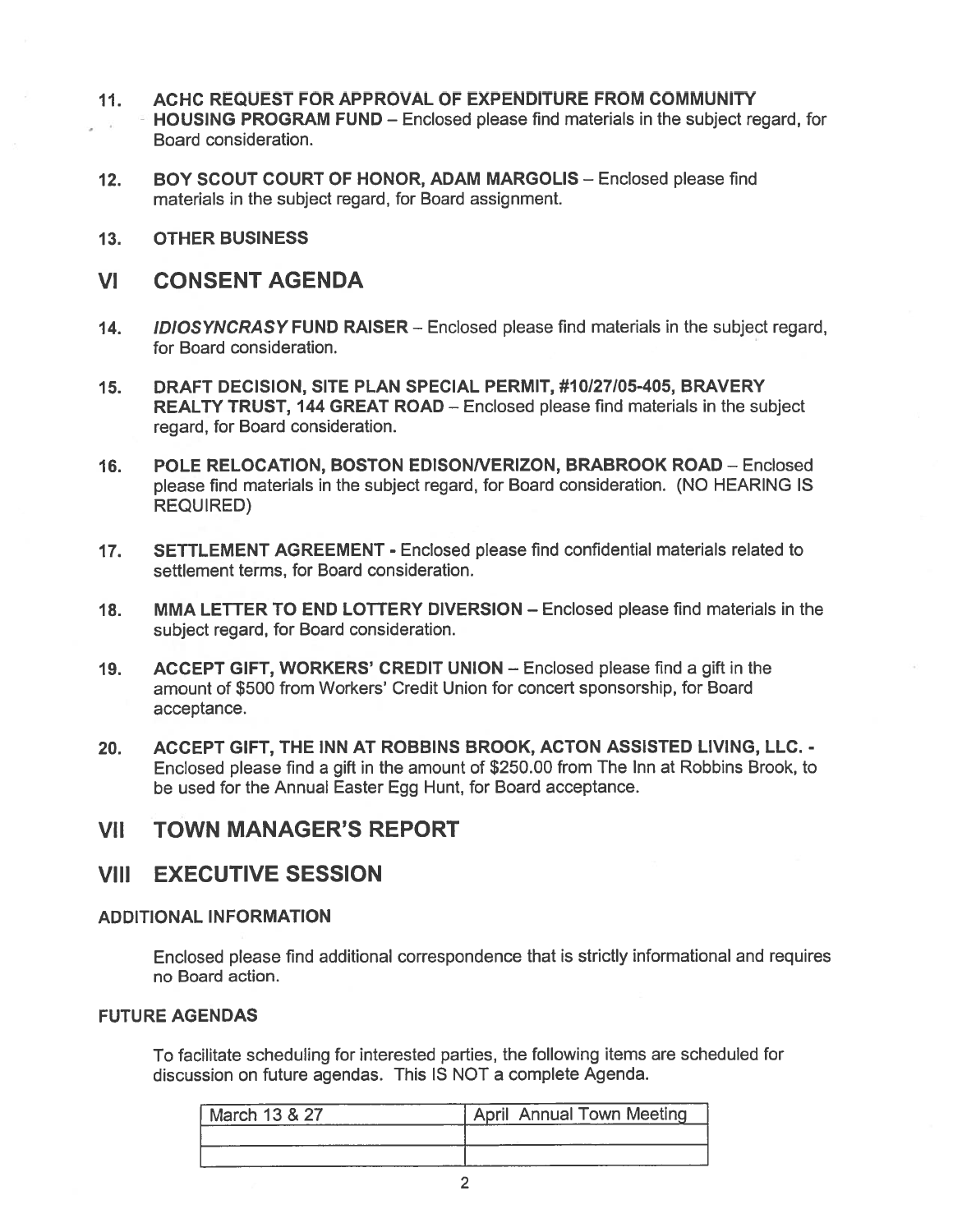11. **ACHC REQUEST FOR APPROVAL OF EXPENDITURE FROM COMMUNITY HOUSING PROGRAM FUND** – Enclosed please find materials in the subject regard, for Board consideration.

12. **BOY SCOUT COURT OF HONOR, ADAM MARGOLIS** – Enclosed please find materials in the subject regard, for Board assignment.

13. **OTHER BUSINESS**

## VI CONSENT AGENDA

14. ***IDIOSYNCRASY* FUND RAISER** – Enclosed please find materials in the subject regard, for Board consideration.

15. **DRAFT DECISION, SITE PLAN SPECIAL PERMIT, #10/27/05-405, BRAVERY REALTY TRUST, 144 GREAT ROAD** – Enclosed please find materials in the subject regard, for Board consideration.

16. **POLE RELOCATION, BOSTON EDISON/VERIZON, BRABROOK ROAD** – Enclosed please find materials in the subject regard, for Board consideration. (NO HEARING IS REQUIRED)

17. **SETTLEMENT AGREEMENT** - Enclosed please find confidential materials related to settlement terms, for Board consideration.

18. **MMA LETTER TO END LOTTERY DIVERSION** – Enclosed please find materials in the subject regard, for Board consideration.

19. **ACCEPT GIFT, WORKERS' CREDIT UNION** – Enclosed please find a gift in the amount of $500 from Workers' Credit Union for concert sponsorship, for Board acceptance.

20. **ACCEPT GIFT, THE INN AT ROBBINS BROOK, ACTON ASSISTED LIVING, LLC.** - Enclosed please find a gift in the amount of $250.00 from The Inn at Robbins Brook, to be used for the Annual Easter Egg Hunt, for Board acceptance.

## VII TOWN MANAGER'S REPORT

## VIII EXECUTIVE SESSION

### ADDITIONAL INFORMATION

Enclosed please find additional correspondence that is strictly informational and requires no Board action.

### FUTURE AGENDAS

To facilitate scheduling for interested parties, the following items are scheduled for discussion on future agendas. This IS NOT a complete Agenda.

| March 13 & 27 | April Annual Town Meeting |
|---|---|
| | |
| | |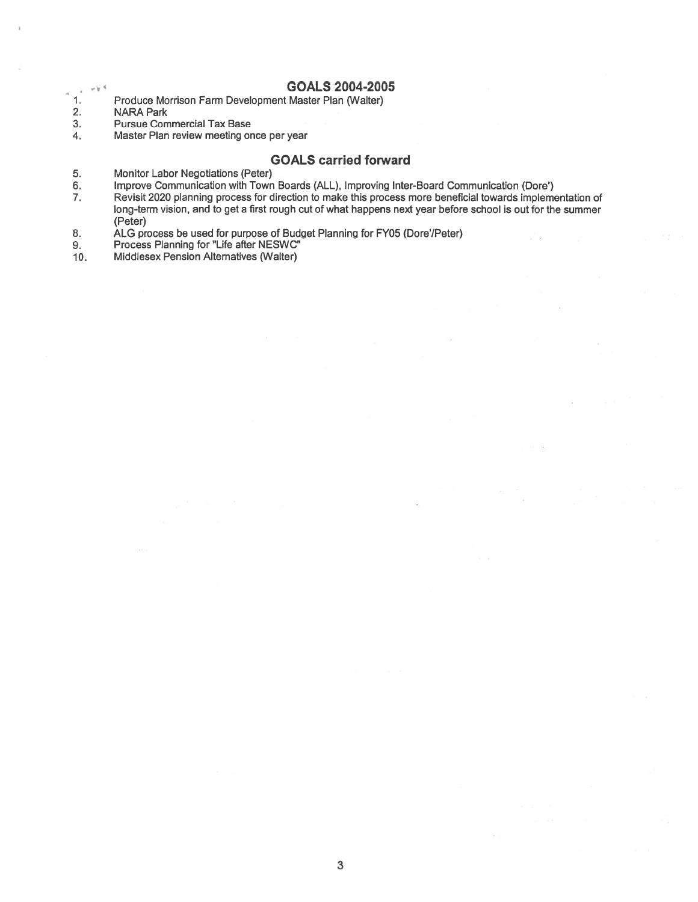## GOALS 2004-2005

1. Produce Morrison Farm Development Master Plan (Walter)
2. NARA Park
3. Pursue Commercial Tax Base
4. Master Plan review meeting once per year

## GOALS carried forward

5. Monitor Labor Negotiations (Peter)
6. Improve Communication with Town Boards (ALL), Improving Inter-Board Communication (Dore')
7. Revisit 2020 planning process for direction to make this process more beneficial towards implementation of long-term vision, and to get a first rough cut of what happens next year before school is out for the summer (Peter)
8. ALG process be used for purpose of Budget Planning for FY05 (Dore'/Peter)
9. Process Planning for "Life after NESWC"
10. Middlesex Pension Alternatives (Walter)